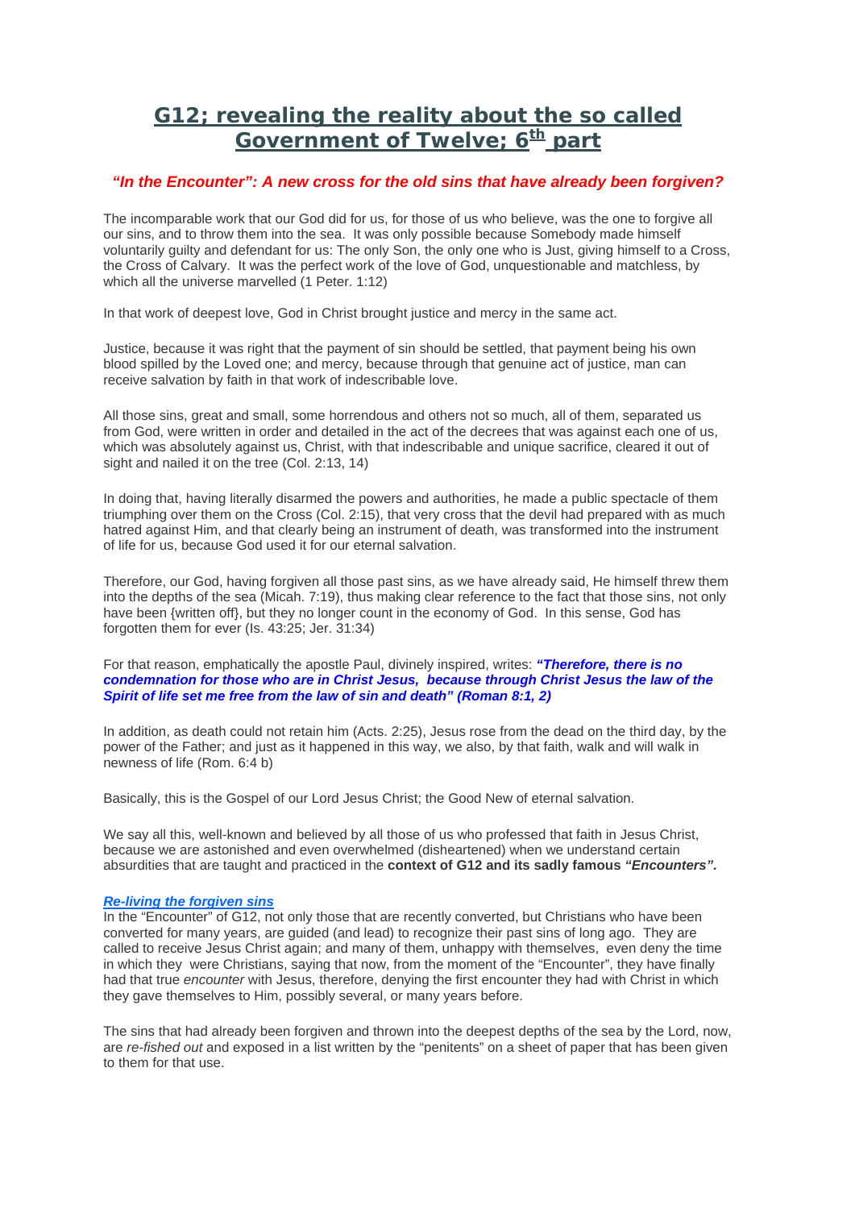# G12; revealing the reality about the so called Government of Twelve; 6th part

### *"In the Encounter": A new cross for the old sins that have already been forgiven?*

The incomparable work that our God did for us, for those of us who believe, was the one to forgive all our sins, and to throw them into the sea. It was only possible because Somebody made himself voluntarily guilty and defendant for us: The only Son, the only one who is Just, giving himself to a Cross, the Cross of Calvary. It was the perfect work of the love of God, unquestionable and matchless, by which all the universe marvelled (1 Peter. 1:12)

In that work of deepest love, God in Christ brought justice and mercy in the same act.

Justice, because it was right that the payment of sin should be settled, that payment being his own blood spilled by the Loved one; and mercy, because through that genuine act of justice, man can receive salvation by faith in that work of indescribable love.

All those sins, great and small, some horrendous and others not so much, all of them, separated us from God, were written in order and detailed in the act of the decrees that was against each one of us, which was absolutely against us, Christ, with that indescribable and unique sacrifice, cleared it out of sight and nailed it on the tree (Col. 2:13, 14)

In doing that, having literally disarmed the powers and authorities, he made a public spectacle of them triumphing over them on the Cross (Col. 2:15), that very cross that the devil had prepared with as much hatred against Him, and that clearly being an instrument of death, was transformed into the instrument of life for us, because God used it for our eternal salvation.

Therefore, our God, having forgiven all those past sins, as we have already said, He himself threw them into the depths of the sea (Micah. 7:19), thus making clear reference to the fact that those sins, not only have been {written off}, but they no longer count in the economy of God. In this sense, God has forgotten them for ever (Is. 43:25; Jer. 31:34)

For that reason, emphatically the apostle Paul, divinely inspired, writes: ***"Therefore, there is no condemnation for those who are in Christ Jesus, because through Christ Jesus the law of the Spirit of life set me free from the law of sin and death" (Roman 8:1, 2)***

In addition, as death could not retain him (Acts. 2:25), Jesus rose from the dead on the third day, by the power of the Father; and just as it happened in this way, we also, by that faith, walk and will walk in newness of life (Rom. 6:4 b)

Basically, this is the Gospel of our Lord Jesus Christ; the Good New of eternal salvation.

We say all this, well-known and believed by all those of us who professed that faith in Jesus Christ, because we are astonished and even overwhelmed (disheartened) when we understand certain absurdities that are taught and practiced in the **context of G12 and its sadly famous *"Encounters".***

***Re-living the forgiven sins***

In the "Encounter" of G12, not only those that are recently converted, but Christians who have been converted for many years, are guided (and lead) to recognize their past sins of long ago. They are called to receive Jesus Christ again; and many of them, unhappy with themselves, even deny the time in which they were Christians, saying that now, from the moment of the "Encounter", they have finally had that true *encounter* with Jesus, therefore, denying the first encounter they had with Christ in which they gave themselves to Him, possibly several, or many years before.

The sins that had already been forgiven and thrown into the deepest depths of the sea by the Lord, now, are *re-fished out* and exposed in a list written by the "penitents" on a sheet of paper that has been given to them for that use.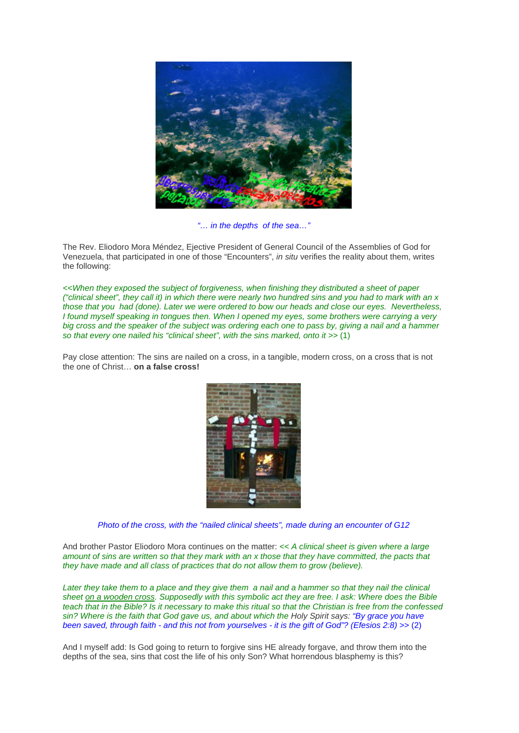*"… in the depths of the sea…"*

The Rev. Eliodoro Mora Méndez, Ejective President of General Council of the Assemblies of God for Venezuela, that participated in one of those "Encounters", *in situ* verifies the reality about them, writes the following:

*<<When they exposed the subject of forgiveness, when finishing they distributed a sheet of paper ("clinical sheet", they call it) in which there were nearly two hundred sins and you had to mark with an x those that you had (done). Later we were ordered to bow our heads and close our eyes. Nevertheless, I found myself speaking in tongues then. When I opened my eyes, some brothers were carrying a very big cross and the speaker of the subject was ordering each one to pass by, giving a nail and a hammer so that every one nailed his "clinical sheet", with the sins marked, onto it >>* (1)

Pay close attention: The sins are nailed on a cross, in a tangible, modern cross, on a cross that is not the one of Christ… **on a false cross!**

*Photo of the cross, with the "nailed clinical sheets", made during an encounter of G12*

And brother Pastor Eliodoro Mora continues on the matter: *<< A clinical sheet is given where a large amount of sins are written so that they mark with an x those that they have committed, the pacts that they have made and all class of practices that do not allow them to grow (believe).*

*Later they take them to a place and they give them a nail and a hammer so that they nail the clinical sheet on a wooden cross. Supposedly with this symbolic act they are free. I ask: Where does the Bible teach that in the Bible? Is it necessary to make this ritual so that the Christian is free from the confessed sin? Where is the faith that God gave us, and about which the* Holy Spirit *says: "By grace you have been saved, through faith - and this not from yourselves - it is the gift of God"? (Efesios 2:8) >>* (2)

And I myself add: Is God going to return to forgive sins HE already forgave, and throw them into the depths of the sea, sins that cost the life of his only Son? What horrendous blasphemy is this?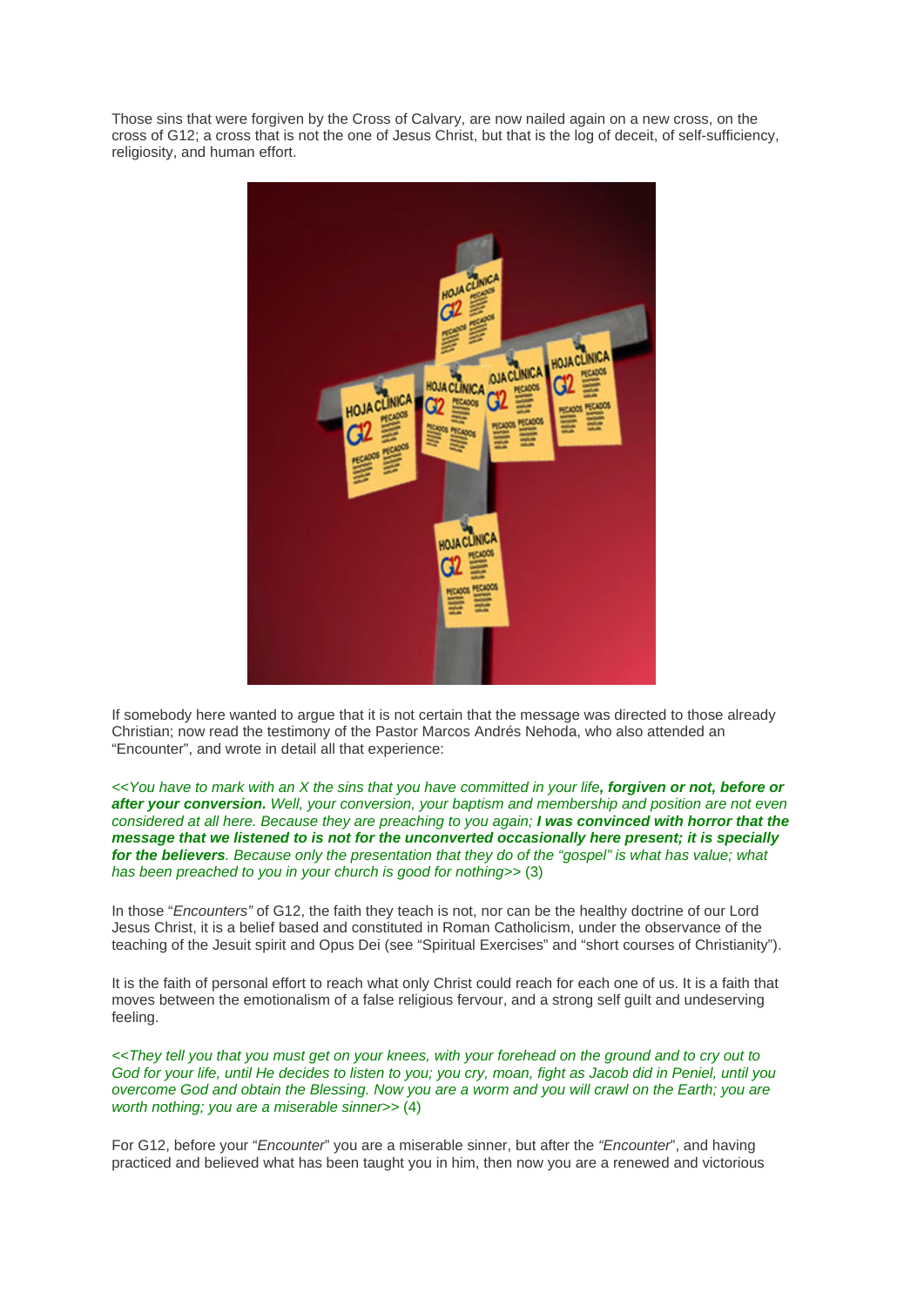Those sins that were forgiven by the Cross of Calvary, are now nailed again on a new cross, on the cross of G12; a cross that is not the one of Jesus Christ, but that is the log of deceit, of self-sufficiency, religiosity, and human effort.

If somebody here wanted to argue that it is not certain that the message was directed to those already Christian; now read the testimony of the Pastor Marcos Andrés Nehoda, who also attended an "Encounter", and wrote in detail all that experience:

*<<You have to mark with an X the sins that you have committed in your life**, forgiven or not, before or after your conversion.** Well, your conversion, your baptism and membership and position are not even considered at all here. Because they are preaching to you again; **I was convinced with horror that the message that we listened to is not for the unconverted occasionally here present; it is specially for the believers**. Because only the presentation that they do of the "gospel" is what has value; what has been preached to you in your church is good for nothing>>* (3)

In those "*Encounters"* of G12, the faith they teach is not, nor can be the healthy doctrine of our Lord Jesus Christ, it is a belief based and constituted in Roman Catholicism, under the observance of the teaching of the Jesuit spirit and Opus Dei (see "Spiritual Exercises" and "short courses of Christianity").

It is the faith of personal effort to reach what only Christ could reach for each one of us. It is a faith that moves between the emotionalism of a false religious fervour, and a strong self guilt and undeserving feeling.

*<<They tell you that you must get on your knees, with your forehead on the ground and to cry out to God for your life, until He decides to listen to you; you cry, moan, fight as Jacob did in Peniel, until you overcome God and obtain the Blessing. Now you are a worm and you will crawl on the Earth; you are worth nothing; you are a miserable sinner>>* (4)

For G12, before your "*Encounter*" you are a miserable sinner, but after the *"Encounter*", and having practiced and believed what has been taught you in him, then now you are a renewed and victorious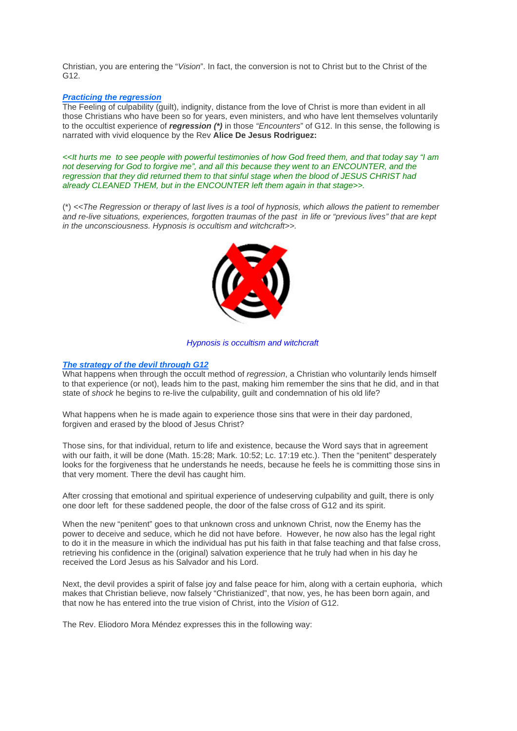Christian, you are entering the "*Vision*". In fact, the conversion is not to Christ but to the Christ of the G12.

### *Practicing the regression*

The Feeling of culpability (guilt), indignity, distance from the love of Christ is more than evident in all those Christians who have been so for years, even ministers, and who have lent themselves voluntarily to the occultist experience of ***regression (\*)*** in those *"Encounters"* of G12. In this sense, the following is narrated with vivid eloquence by the Rev **Alice De Jesus Rodriguez:**

*<<It hurts me to see people with powerful testimonies of how God freed them, and that today say "I am not deserving for God to forgive me", and all this because they went to an ENCOUNTER, and the regression that they did returned them to that sinful stage when the blood of JESUS CHRIST had already CLEANED THEM, but in the ENCOUNTER left them again in that stage>>.*

(\*) *<<The Regression or therapy of last lives is a tool of hypnosis, which allows the patient to remember and re-live situations, experiences, forgotten traumas of the past in life or "previous lives" that are kept in the unconsciousness. Hypnosis is occultism and witchcraft>>.*

*Hypnosis is occultism and witchcraft*

### *The strategy of the devil through G12*

What happens when through the occult method of *regression*, a Christian who voluntarily lends himself to that experience (or not), leads him to the past, making him remember the sins that he did, and in that state of *shock* he begins to re-live the culpability, guilt and condemnation of his old life?

What happens when he is made again to experience those sins that were in their day pardoned, forgiven and erased by the blood of Jesus Christ?

Those sins, for that individual, return to life and existence, because the Word says that in agreement with our faith, it will be done (Math. 15:28; Mark. 10:52; Lc. 17:19 etc.). Then the "penitent" desperately looks for the forgiveness that he understands he needs, because he feels he is committing those sins in that very moment. There the devil has caught him.

After crossing that emotional and spiritual experience of undeserving culpability and guilt, there is only one door left for these saddened people, the door of the false cross of G12 and its spirit.

When the new "penitent" goes to that unknown cross and unknown Christ, now the Enemy has the power to deceive and seduce, which he did not have before. However, he now also has the legal right to do it in the measure in which the individual has put his faith in that false teaching and that false cross, retrieving his confidence in the (original) salvation experience that he truly had when in his day he received the Lord Jesus as his Salvador and his Lord.

Next, the devil provides a spirit of false joy and false peace for him, along with a certain euphoria, which makes that Christian believe, now falsely "Christianized", that now, yes, he has been born again, and that now he has entered into the true vision of Christ, into the *Vision* of G12.

The Rev. Eliodoro Mora Méndez expresses this in the following way: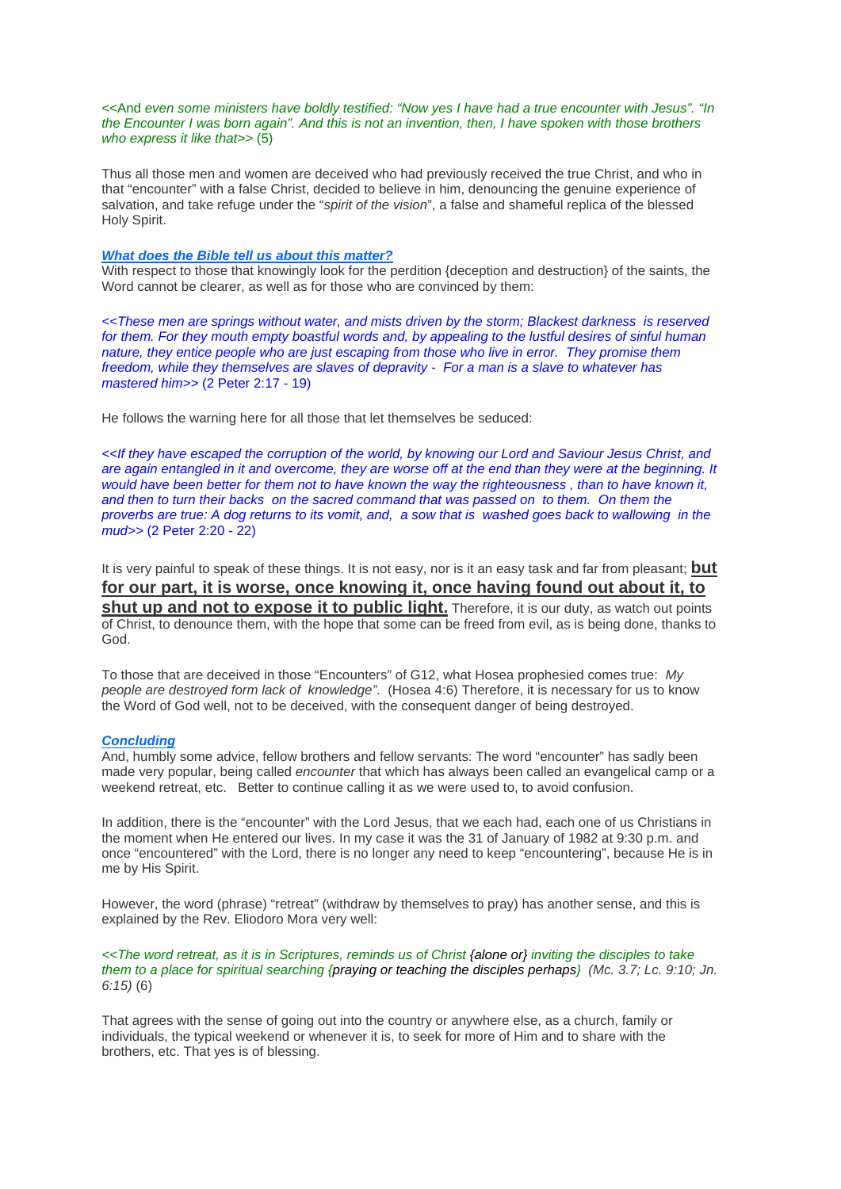*<<And even some ministers have boldly testified: "Now yes I have had a true encounter with Jesus". "In the Encounter I was born again". And this is not an invention, then, I have spoken with those brothers who express it like that>>* (5)

Thus all those men and women are deceived who had previously received the true Christ, and who in that "encounter" with a false Christ, decided to believe in him, denouncing the genuine experience of salvation, and take refuge under the "*spirit of the vision*", a false and shameful replica of the blessed Holy Spirit.

***What does the Bible tell us about this matter?***

With respect to those that knowingly look for the perdition {deception and destruction} of the saints, the Word cannot be clearer, as well as for those who are convinced by them:

*<<These men are springs without water, and mists driven by the storm; Blackest darkness is reserved for them. For they mouth empty boastful words and, by appealing to the lustful desires of sinful human nature, they entice people who are just escaping from those who live in error. They promise them freedom, while they themselves are slaves of depravity - For a man is a slave to whatever has mastered him>>* (2 Peter 2:17 - 19)

He follows the warning here for all those that let themselves be seduced:

*<<If they have escaped the corruption of the world, by knowing our Lord and Saviour Jesus Christ, and are again entangled in it and overcome, they are worse off at the end than they were at the beginning. It would have been better for them not to have known the way the righteousness , than to have known it, and then to turn their backs on the sacred command that was passed on to them. On them the proverbs are true: A dog returns to its vomit, and, a sow that is washed goes back to wallowing in the mud>>* (2 Peter 2:20 - 22)

It is very painful to speak of these things. It is not easy, nor is it an easy task and far from pleasant; **but for our part, it is worse, once knowing it, once having found out about it, to shut up and not to expose it to public light.** Therefore, it is our duty, as watch out points of Christ, to denounce them, with the hope that some can be freed from evil, as is being done, thanks to God.

To those that are deceived in those "Encounters" of G12, what Hosea prophesied comes true: *My people are destroyed form lack of knowledge"*. (Hosea 4:6) Therefore, it is necessary for us to know the Word of God well, not to be deceived, with the consequent danger of being destroyed.

***Concluding***

And, humbly some advice, fellow brothers and fellow servants: The word "encounter" has sadly been made very popular, being called *encounter* that which has always been called an evangelical camp or a weekend retreat, etc. Better to continue calling it as we were used to, to avoid confusion.

In addition, there is the "encounter" with the Lord Jesus, that we each had, each one of us Christians in the moment when He entered our lives. In my case it was the 31 of January of 1982 at 9:30 p.m. and once "encountered" with the Lord, there is no longer any need to keep "encountering", because He is in me by His Spirit.

However, the word (phrase) "retreat" (withdraw by themselves to pray) has another sense, and this is explained by the Rev. Eliodoro Mora very well:

*<<The word retreat, as it is in Scriptures, reminds us of Christ {alone or} inviting the disciples to take them to a place for spiritual searching {praying or teaching the disciples perhaps} (Mc. 3.7; Lc. 9:10; Jn. 6:15)* (6)

That agrees with the sense of going out into the country or anywhere else, as a church, family or individuals, the typical weekend or whenever it is, to seek for more of Him and to share with the brothers, etc. That yes is of blessing.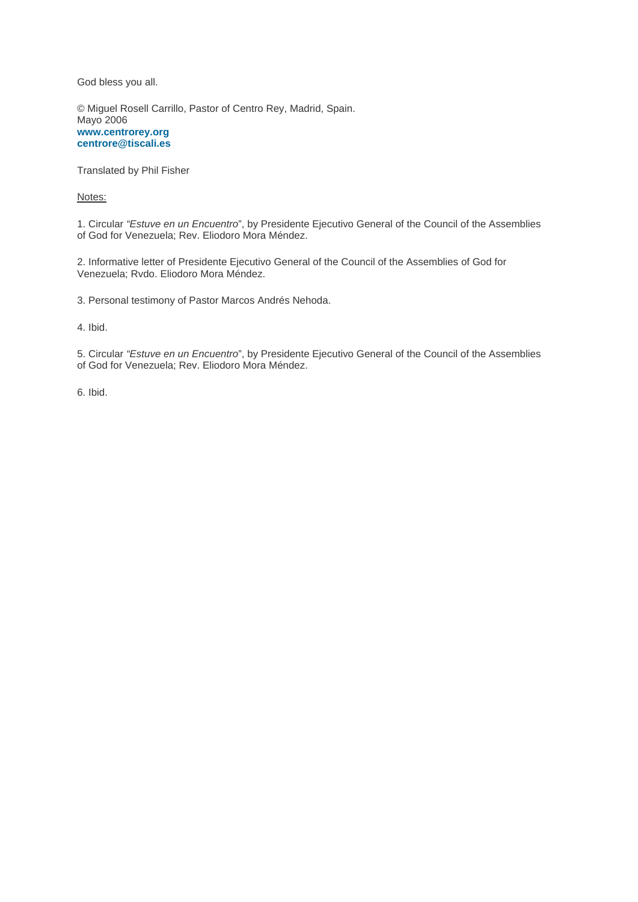God bless you all.

© Miguel Rosell Carrillo, Pastor of Centro Rey, Madrid, Spain.
Mayo 2006
**www.centrorey.org**
**centrore@tiscali.es**

Translated by Phil Fisher

Notes:

1. Circular *"Estuve en un Encuentro*", by Presidente Ejecutivo General of the Council of the Assemblies of God for Venezuela; Rev. Eliodoro Mora Méndez.

2. Informative letter of Presidente Ejecutivo General of the Council of the Assemblies of God for Venezuela; Rvdo. Eliodoro Mora Méndez.

3. Personal testimony of Pastor Marcos Andrés Nehoda.

4. Ibid.

5. Circular *"Estuve en un Encuentro*", by Presidente Ejecutivo General of the Council of the Assemblies of God for Venezuela; Rev. Eliodoro Mora Méndez.

6. Ibid.